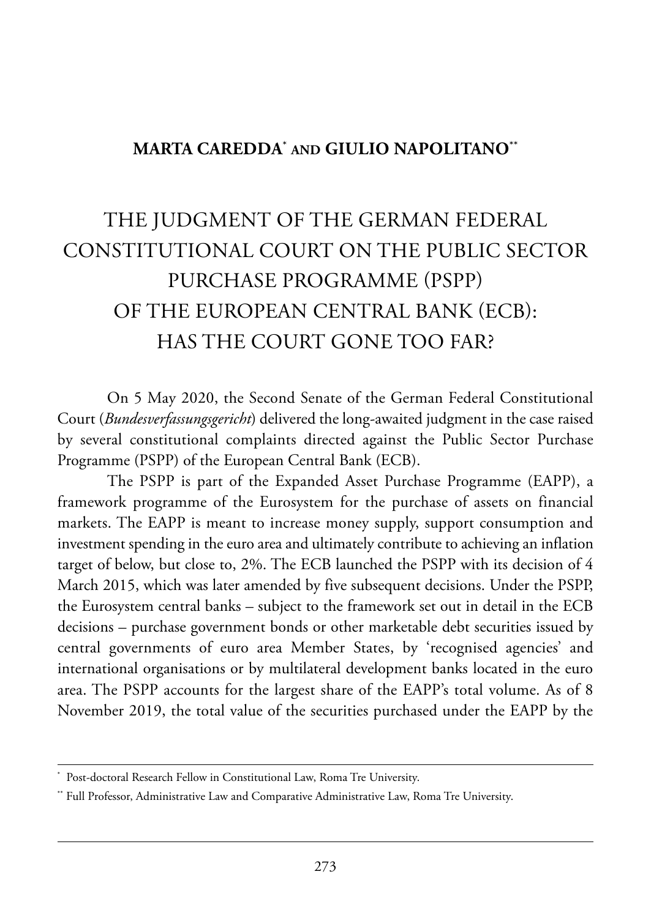**MARTA CAREDDA[*] AND GIULIO NAPOLITANO[**]**

# THE JUDGMENT OF THE GERMAN FEDERAL CONSTITUTIONAL COURT ON THE PUBLIC SECTOR PURCHASE PROGRAMME (PSPP) OF THE EUROPEAN CENTRAL BANK (ECB): HAS THE COURT GONE TOO FAR?

On 5 May 2020, the Second Senate of the German Federal Constitutional Court (*Bundesverfassungsgericht*) delivered the long-awaited judgment in the case raised by several constitutional complaints directed against the Public Sector Purchase Programme (PSPP) of the European Central Bank (ECB).

The PSPP is part of the Expanded Asset Purchase Programme (EAPP), a framework programme of the Eurosystem for the purchase of assets on financial markets. The EAPP is meant to increase money supply, support consumption and investment spending in the euro area and ultimately contribute to achieving an inflation target of below, but close to, 2%. The ECB launched the PSPP with its decision of 4 March 2015, which was later amended by five subsequent decisions. Under the PSPP, the Eurosystem central banks – subject to the framework set out in detail in the ECB decisions – purchase government bonds or other marketable debt securities issued by central governments of euro area Member States, by 'recognised agencies' and international organisations or by multilateral development banks located in the euro area. The PSPP accounts for the largest share of the EAPP's total volume. As of 8 November 2019, the total value of the securities purchased under the EAPP by the

---

[*] Post-doctoral Research Fellow in Constitutional Law, Roma Tre University.

[**] Full Professor, Administrative Law and Comparative Administrative Law, Roma Tre University.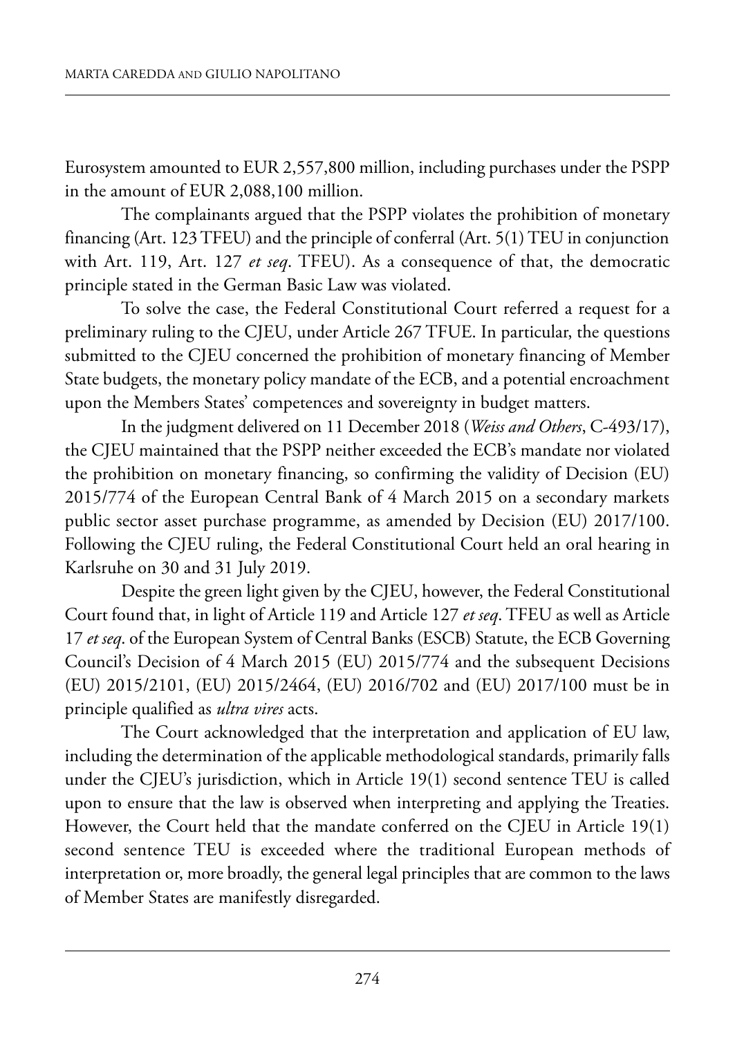Eurosystem amounted to EUR 2,557,800 million, including purchases under the PSPP in the amount of EUR 2,088,100 million.

The complainants argued that the PSPP violates the prohibition of monetary financing (Art. 123 TFEU) and the principle of conferral (Art. 5(1) TEU in conjunction with Art. 119, Art. 127 *et seq*. TFEU). As a consequence of that, the democratic principle stated in the German Basic Law was violated.

To solve the case, the Federal Constitutional Court referred a request for a preliminary ruling to the CJEU, under Article 267 TFUE. In particular, the questions submitted to the CJEU concerned the prohibition of monetary financing of Member State budgets, the monetary policy mandate of the ECB, and a potential encroachment upon the Members States' competences and sovereignty in budget matters.

In the judgment delivered on 11 December 2018 (*Weiss and Others*, C-493/17), the CJEU maintained that the PSPP neither exceeded the ECB's mandate nor violated the prohibition on monetary financing, so confirming the validity of Decision (EU) 2015/774 of the European Central Bank of 4 March 2015 on a secondary markets public sector asset purchase programme, as amended by Decision (EU) 2017/100. Following the CJEU ruling, the Federal Constitutional Court held an oral hearing in Karlsruhe on 30 and 31 July 2019.

Despite the green light given by the CJEU, however, the Federal Constitutional Court found that, in light of Article 119 and Article 127 *et seq*. TFEU as well as Article 17 *et seq*. of the European System of Central Banks (ESCB) Statute, the ECB Governing Council's Decision of 4 March 2015 (EU) 2015/774 and the subsequent Decisions (EU) 2015/2101, (EU) 2015/2464, (EU) 2016/702 and (EU) 2017/100 must be in principle qualified as *ultra vires* acts.

The Court acknowledged that the interpretation and application of EU law, including the determination of the applicable methodological standards, primarily falls under the CJEU's jurisdiction, which in Article 19(1) second sentence TEU is called upon to ensure that the law is observed when interpreting and applying the Treaties. However, the Court held that the mandate conferred on the CJEU in Article 19(1) second sentence TEU is exceeded where the traditional European methods of interpretation or, more broadly, the general legal principles that are common to the laws of Member States are manifestly disregarded.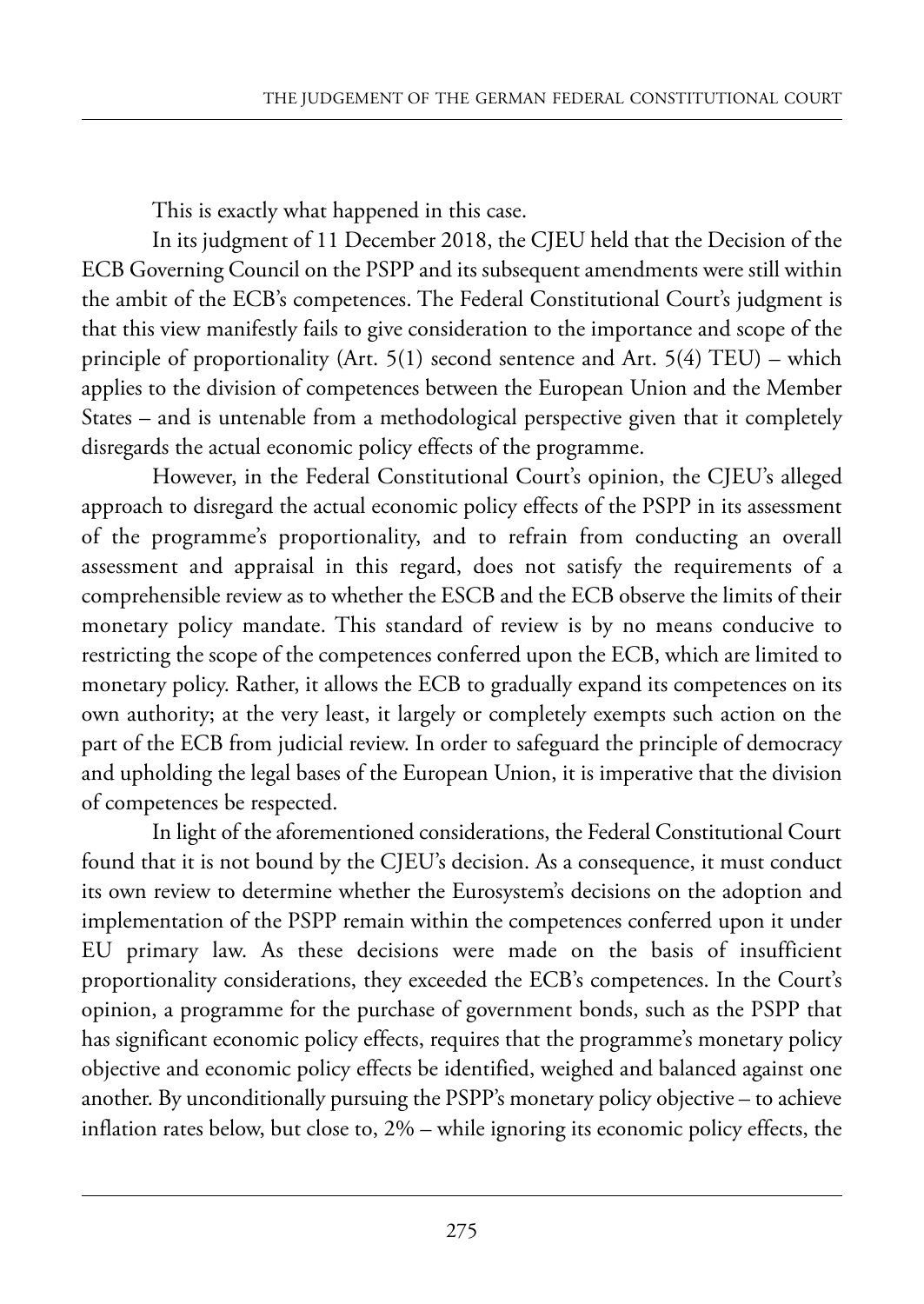This is exactly what happened in this case.

In its judgment of 11 December 2018, the CJEU held that the Decision of the ECB Governing Council on the PSPP and its subsequent amendments were still within the ambit of the ECB's competences. The Federal Constitutional Court's judgment is that this view manifestly fails to give consideration to the importance and scope of the principle of proportionality (Art. 5(1) second sentence and Art. 5(4) TEU) – which applies to the division of competences between the European Union and the Member States – and is untenable from a methodological perspective given that it completely disregards the actual economic policy effects of the programme.

However, in the Federal Constitutional Court's opinion, the CJEU's alleged approach to disregard the actual economic policy effects of the PSPP in its assessment of the programme's proportionality, and to refrain from conducting an overall assessment and appraisal in this regard, does not satisfy the requirements of a comprehensible review as to whether the ESCB and the ECB observe the limits of their monetary policy mandate. This standard of review is by no means conducive to restricting the scope of the competences conferred upon the ECB, which are limited to monetary policy. Rather, it allows the ECB to gradually expand its competences on its own authority; at the very least, it largely or completely exempts such action on the part of the ECB from judicial review. In order to safeguard the principle of democracy and upholding the legal bases of the European Union, it is imperative that the division of competences be respected.

In light of the aforementioned considerations, the Federal Constitutional Court found that it is not bound by the CJEU's decision. As a consequence, it must conduct its own review to determine whether the Eurosystem's decisions on the adoption and implementation of the PSPP remain within the competences conferred upon it under EU primary law. As these decisions were made on the basis of insufficient proportionality considerations, they exceeded the ECB's competences. In the Court's opinion, a programme for the purchase of government bonds, such as the PSPP that has significant economic policy effects, requires that the programme's monetary policy objective and economic policy effects be identified, weighed and balanced against one another. By unconditionally pursuing the PSPP's monetary policy objective – to achieve inflation rates below, but close to, 2% – while ignoring its economic policy effects, the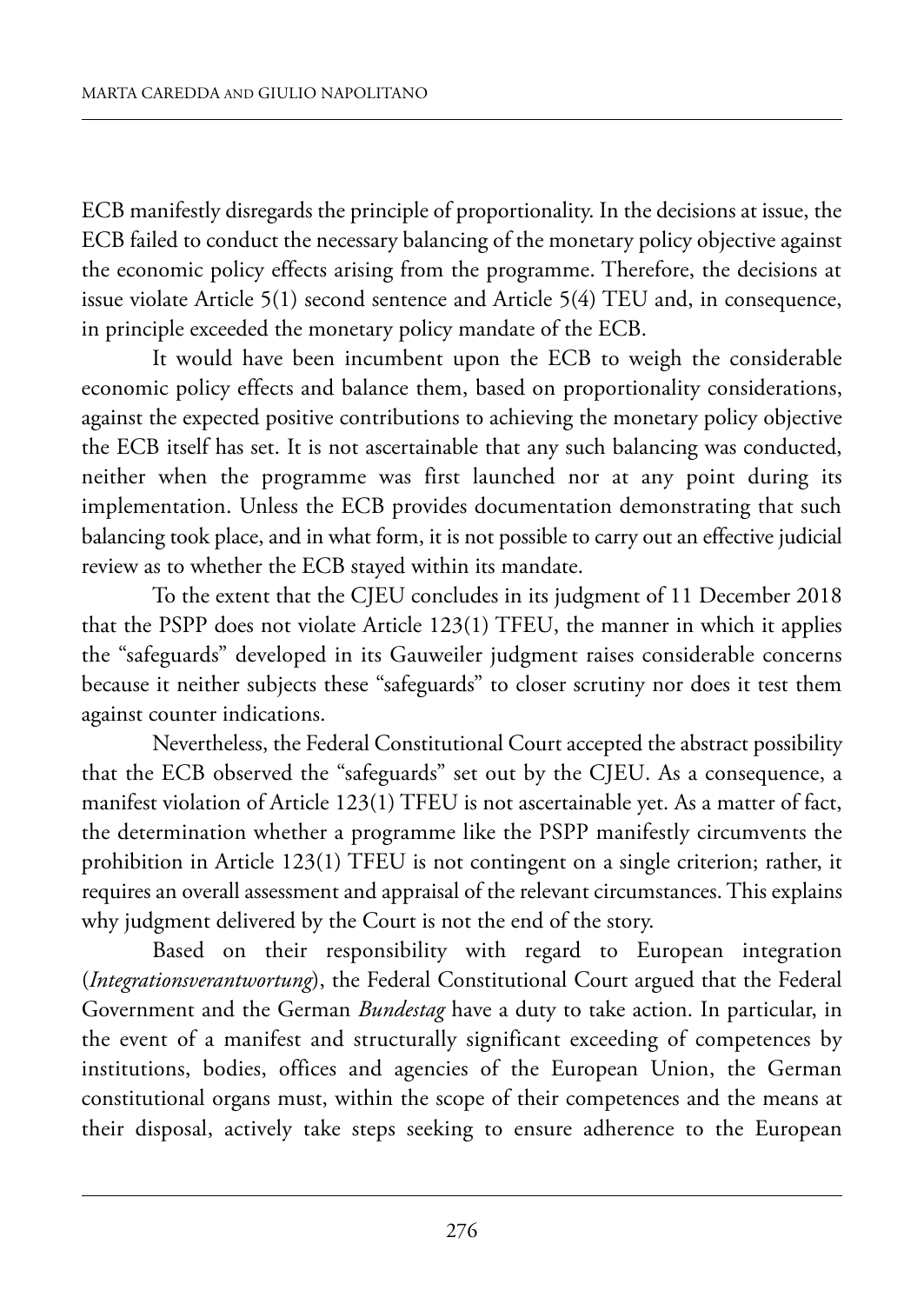ECB manifestly disregards the principle of proportionality. In the decisions at issue, the ECB failed to conduct the necessary balancing of the monetary policy objective against the economic policy effects arising from the programme. Therefore, the decisions at issue violate Article 5(1) second sentence and Article 5(4) TEU and, in consequence, in principle exceeded the monetary policy mandate of the ECB.

It would have been incumbent upon the ECB to weigh the considerable economic policy effects and balance them, based on proportionality considerations, against the expected positive contributions to achieving the monetary policy objective the ECB itself has set. It is not ascertainable that any such balancing was conducted, neither when the programme was first launched nor at any point during its implementation. Unless the ECB provides documentation demonstrating that such balancing took place, and in what form, it is not possible to carry out an effective judicial review as to whether the ECB stayed within its mandate.

To the extent that the CJEU concludes in its judgment of 11 December 2018 that the PSPP does not violate Article 123(1) TFEU, the manner in which it applies the "safeguards" developed in its Gauweiler judgment raises considerable concerns because it neither subjects these "safeguards" to closer scrutiny nor does it test them against counter indications.

Nevertheless, the Federal Constitutional Court accepted the abstract possibility that the ECB observed the "safeguards" set out by the CJEU. As a consequence, a manifest violation of Article 123(1) TFEU is not ascertainable yet. As a matter of fact, the determination whether a programme like the PSPP manifestly circumvents the prohibition in Article 123(1) TFEU is not contingent on a single criterion; rather, it requires an overall assessment and appraisal of the relevant circumstances. This explains why judgment delivered by the Court is not the end of the story.

Based on their responsibility with regard to European integration (*Integrationsverantwortung*), the Federal Constitutional Court argued that the Federal Government and the German *Bundestag* have a duty to take action. In particular, in the event of a manifest and structurally significant exceeding of competences by institutions, bodies, offices and agencies of the European Union, the German constitutional organs must, within the scope of their competences and the means at their disposal, actively take steps seeking to ensure adherence to the European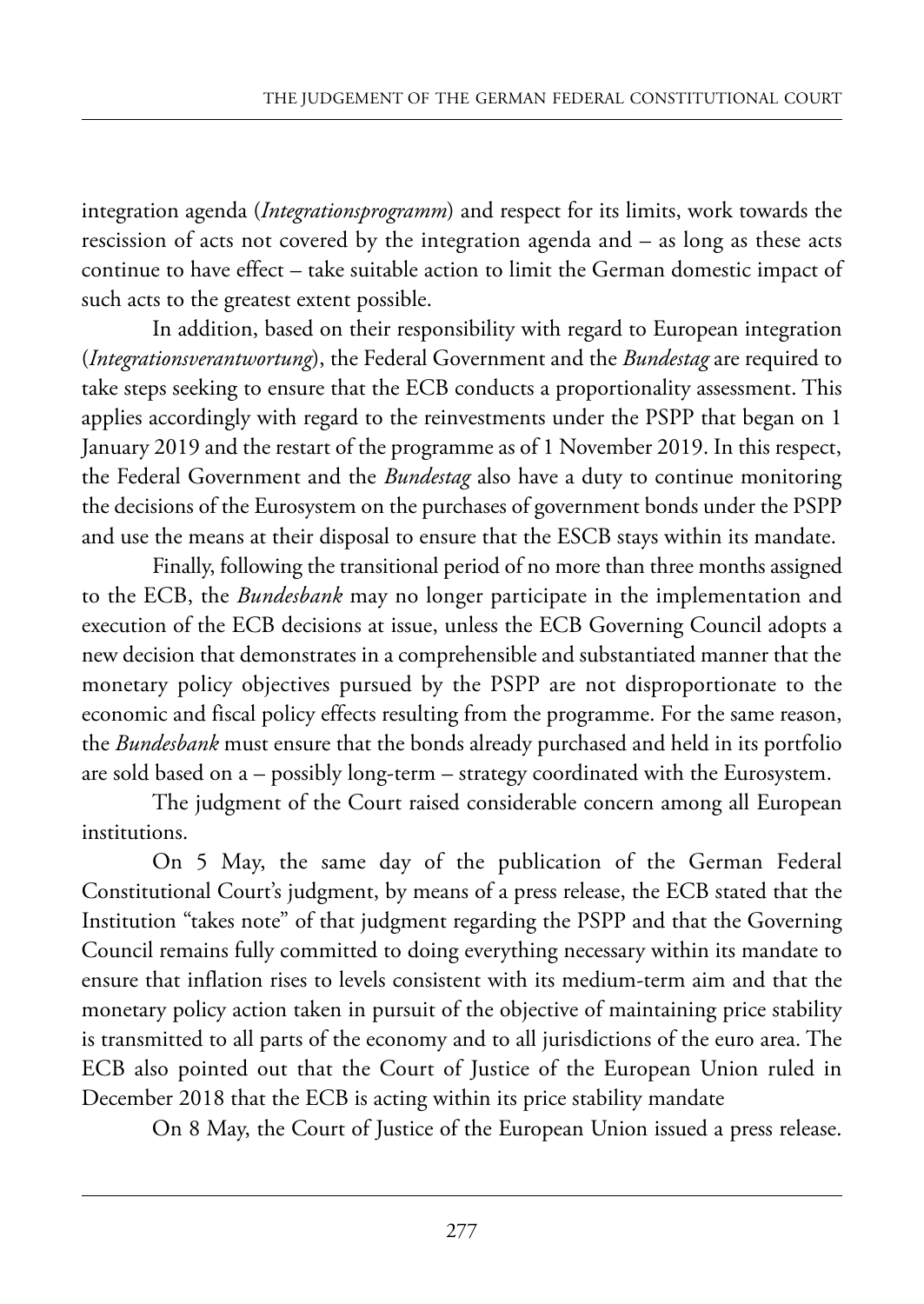integration agenda (*Integrationsprogramm*) and respect for its limits, work towards the rescission of acts not covered by the integration agenda and – as long as these acts continue to have effect – take suitable action to limit the German domestic impact of such acts to the greatest extent possible.

In addition, based on their responsibility with regard to European integration (*Integrationsverantwortung*), the Federal Government and the *Bundestag* are required to take steps seeking to ensure that the ECB conducts a proportionality assessment. This applies accordingly with regard to the reinvestments under the PSPP that began on 1 January 2019 and the restart of the programme as of 1 November 2019. In this respect, the Federal Government and the *Bundestag* also have a duty to continue monitoring the decisions of the Eurosystem on the purchases of government bonds under the PSPP and use the means at their disposal to ensure that the ESCB stays within its mandate.

Finally, following the transitional period of no more than three months assigned to the ECB, the *Bundesbank* may no longer participate in the implementation and execution of the ECB decisions at issue, unless the ECB Governing Council adopts a new decision that demonstrates in a comprehensible and substantiated manner that the monetary policy objectives pursued by the PSPP are not disproportionate to the economic and fiscal policy effects resulting from the programme. For the same reason, the *Bundesbank* must ensure that the bonds already purchased and held in its portfolio are sold based on a – possibly long-term – strategy coordinated with the Eurosystem.

The judgment of the Court raised considerable concern among all European institutions.

On 5 May, the same day of the publication of the German Federal Constitutional Court's judgment, by means of a press release, the ECB stated that the Institution "takes note" of that judgment regarding the PSPP and that the Governing Council remains fully committed to doing everything necessary within its mandate to ensure that inflation rises to levels consistent with its medium-term aim and that the monetary policy action taken in pursuit of the objective of maintaining price stability is transmitted to all parts of the economy and to all jurisdictions of the euro area. The ECB also pointed out that the Court of Justice of the European Union ruled in December 2018 that the ECB is acting within its price stability mandate

On 8 May, the Court of Justice of the European Union issued a press release.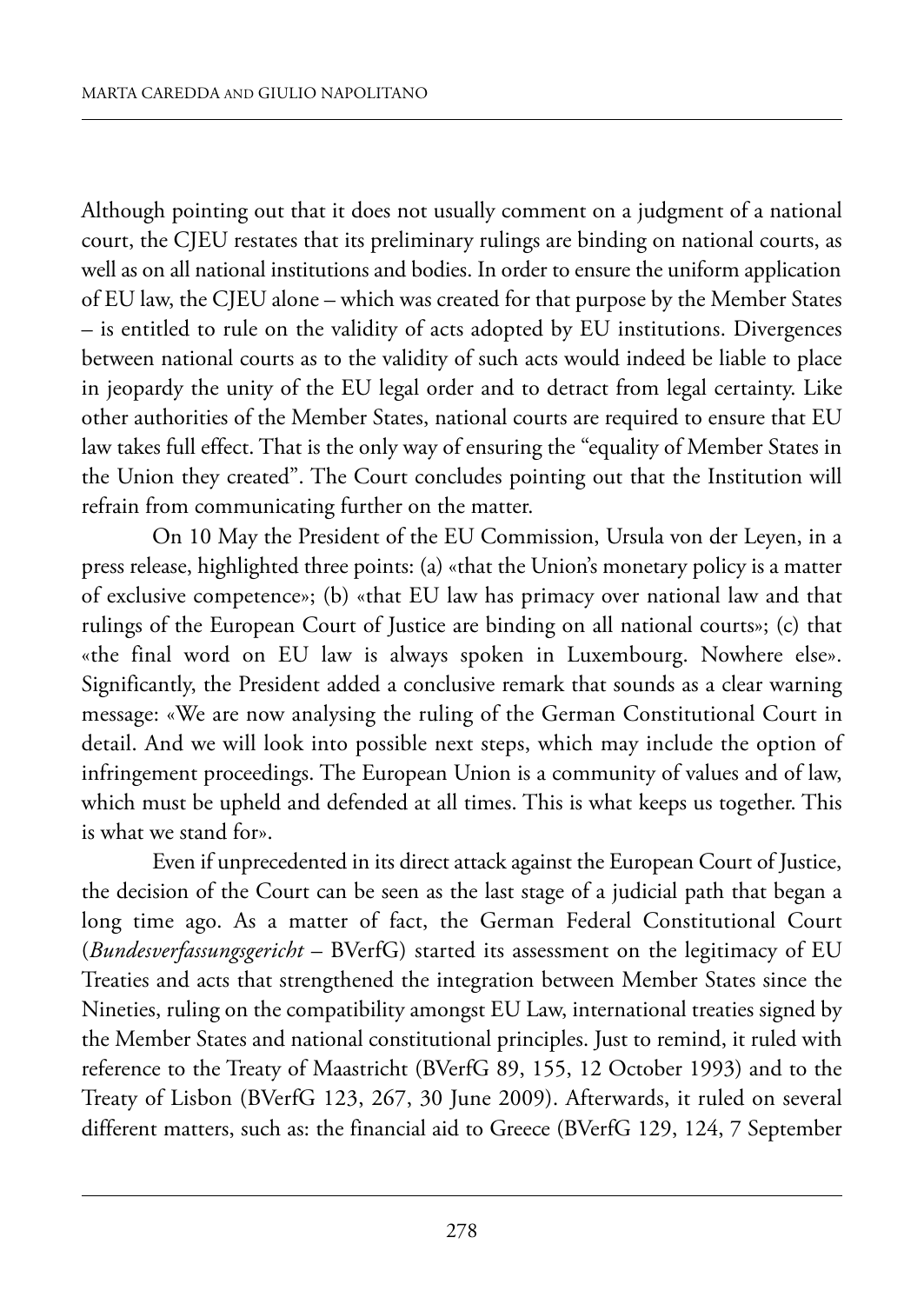Although pointing out that it does not usually comment on a judgment of a national court, the CJEU restates that its preliminary rulings are binding on national courts, as well as on all national institutions and bodies. In order to ensure the uniform application of EU law, the CJEU alone – which was created for that purpose by the Member States – is entitled to rule on the validity of acts adopted by EU institutions. Divergences between national courts as to the validity of such acts would indeed be liable to place in jeopardy the unity of the EU legal order and to detract from legal certainty. Like other authorities of the Member States, national courts are required to ensure that EU law takes full effect. That is the only way of ensuring the "equality of Member States in the Union they created". The Court concludes pointing out that the Institution will refrain from communicating further on the matter.

On 10 May the President of the EU Commission, Ursula von der Leyen, in a press release, highlighted three points: (a) «that the Union's monetary policy is a matter of exclusive competence»; (b) «that EU law has primacy over national law and that rulings of the European Court of Justice are binding on all national courts»; (c) that «the final word on EU law is always spoken in Luxembourg. Nowhere else». Significantly, the President added a conclusive remark that sounds as a clear warning message: «We are now analysing the ruling of the German Constitutional Court in detail. And we will look into possible next steps, which may include the option of infringement proceedings. The European Union is a community of values and of law, which must be upheld and defended at all times. This is what keeps us together. This is what we stand for».

Even if unprecedented in its direct attack against the European Court of Justice, the decision of the Court can be seen as the last stage of a judicial path that began a long time ago. As a matter of fact, the German Federal Constitutional Court (*Bundesverfassungsgericht* – BVerfG) started its assessment on the legitimacy of EU Treaties and acts that strengthened the integration between Member States since the Nineties, ruling on the compatibility amongst EU Law, international treaties signed by the Member States and national constitutional principles. Just to remind, it ruled with reference to the Treaty of Maastricht (BVerfG 89, 155, 12 October 1993) and to the Treaty of Lisbon (BVerfG 123, 267, 30 June 2009). Afterwards, it ruled on several different matters, such as: the financial aid to Greece (BVerfG 129, 124, 7 September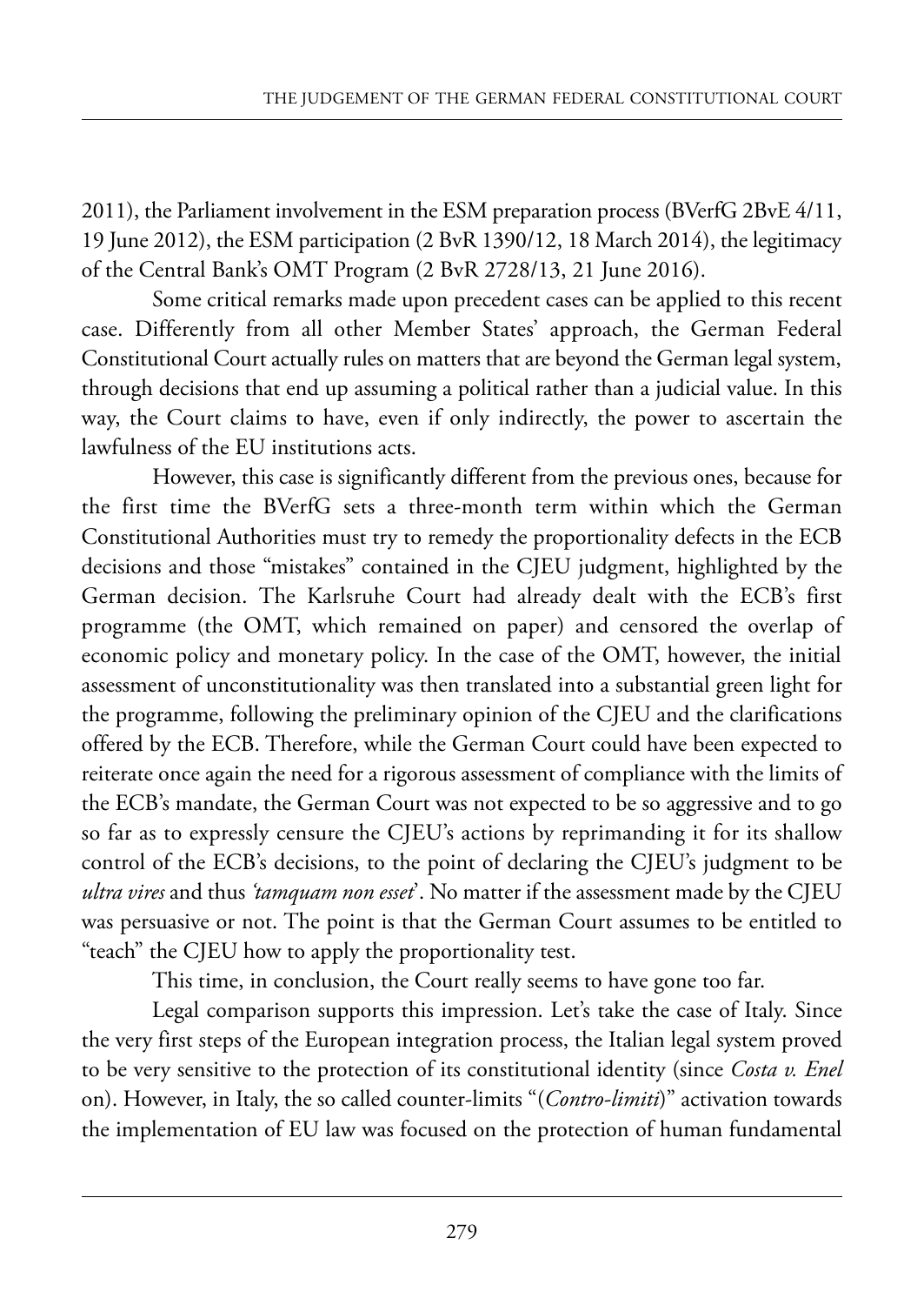2011), the Parliament involvement in the ESM preparation process (BVerfG 2BvE 4/11, 19 June 2012), the ESM participation (2 BvR 1390/12, 18 March 2014), the legitimacy of the Central Bank's OMT Program (2 BvR 2728/13, 21 June 2016).

Some critical remarks made upon precedent cases can be applied to this recent case. Differently from all other Member States' approach, the German Federal Constitutional Court actually rules on matters that are beyond the German legal system, through decisions that end up assuming a political rather than a judicial value. In this way, the Court claims to have, even if only indirectly, the power to ascertain the lawfulness of the EU institutions acts.

However, this case is significantly different from the previous ones, because for the first time the BVerfG sets a three-month term within which the German Constitutional Authorities must try to remedy the proportionality defects in the ECB decisions and those "mistakes" contained in the CJEU judgment, highlighted by the German decision. The Karlsruhe Court had already dealt with the ECB's first programme (the OMT, which remained on paper) and censored the overlap of economic policy and monetary policy. In the case of the OMT, however, the initial assessment of unconstitutionality was then translated into a substantial green light for the programme, following the preliminary opinion of the CJEU and the clarifications offered by the ECB. Therefore, while the German Court could have been expected to reiterate once again the need for a rigorous assessment of compliance with the limits of the ECB's mandate, the German Court was not expected to be so aggressive and to go so far as to expressly censure the CJEU's actions by reprimanding it for its shallow control of the ECB's decisions, to the point of declaring the CJEU's judgment to be *ultra vires* and thus *'tamquam non esset'*. No matter if the assessment made by the CJEU was persuasive or not. The point is that the German Court assumes to be entitled to "teach" the CJEU how to apply the proportionality test.

This time, in conclusion, the Court really seems to have gone too far.

Legal comparison supports this impression. Let's take the case of Italy. Since the very first steps of the European integration process, the Italian legal system proved to be very sensitive to the protection of its constitutional identity (since *Costa v. Enel* on). However, in Italy, the so called counter-limits "(*Contro-limiti*)" activation towards the implementation of EU law was focused on the protection of human fundamental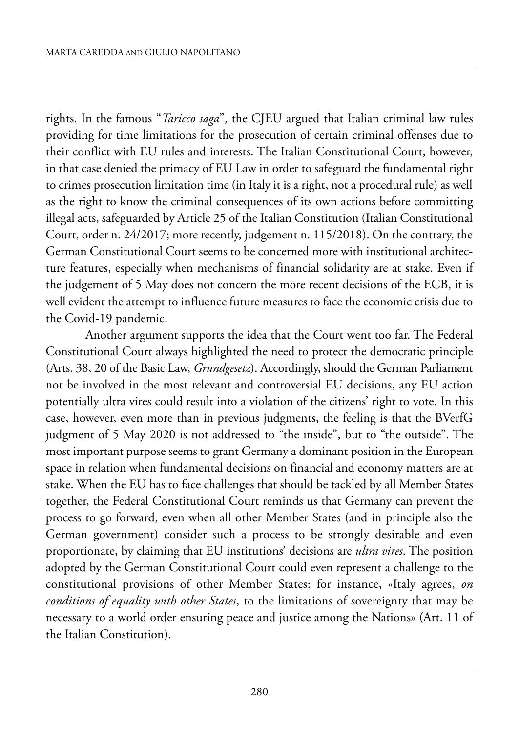rights. In the famous "*Taricco saga*", the CJEU argued that Italian criminal law rules providing for time limitations for the prosecution of certain criminal offenses due to their conflict with EU rules and interests. The Italian Constitutional Court, however, in that case denied the primacy of EU Law in order to safeguard the fundamental right to crimes prosecution limitation time (in Italy it is a right, not a procedural rule) as well as the right to know the criminal consequences of its own actions before committing illegal acts, safeguarded by Article 25 of the Italian Constitution (Italian Constitutional Court, order n. 24/2017; more recently, judgement n. 115/2018). On the contrary, the German Constitutional Court seems to be concerned more with institutional architecture features, especially when mechanisms of financial solidarity are at stake. Even if the judgement of 5 May does not concern the more recent decisions of the ECB, it is well evident the attempt to influence future measures to face the economic crisis due to the Covid-19 pandemic.

Another argument supports the idea that the Court went too far. The Federal Constitutional Court always highlighted the need to protect the democratic principle (Arts. 38, 20 of the Basic Law, *Grundgesetz*). Accordingly, should the German Parliament not be involved in the most relevant and controversial EU decisions, any EU action potentially ultra vires could result into a violation of the citizens' right to vote. In this case, however, even more than in previous judgments, the feeling is that the BVerfG judgment of 5 May 2020 is not addressed to "the inside", but to "the outside". The most important purpose seems to grant Germany a dominant position in the European space in relation when fundamental decisions on financial and economy matters are at stake. When the EU has to face challenges that should be tackled by all Member States together, the Federal Constitutional Court reminds us that Germany can prevent the process to go forward, even when all other Member States (and in principle also the German government) consider such a process to be strongly desirable and even proportionate, by claiming that EU institutions' decisions are *ultra vires*. The position adopted by the German Constitutional Court could even represent a challenge to the constitutional provisions of other Member States: for instance, «Italy agrees, *on conditions of equality with other States*, to the limitations of sovereignty that may be necessary to a world order ensuring peace and justice among the Nations» (Art. 11 of the Italian Constitution).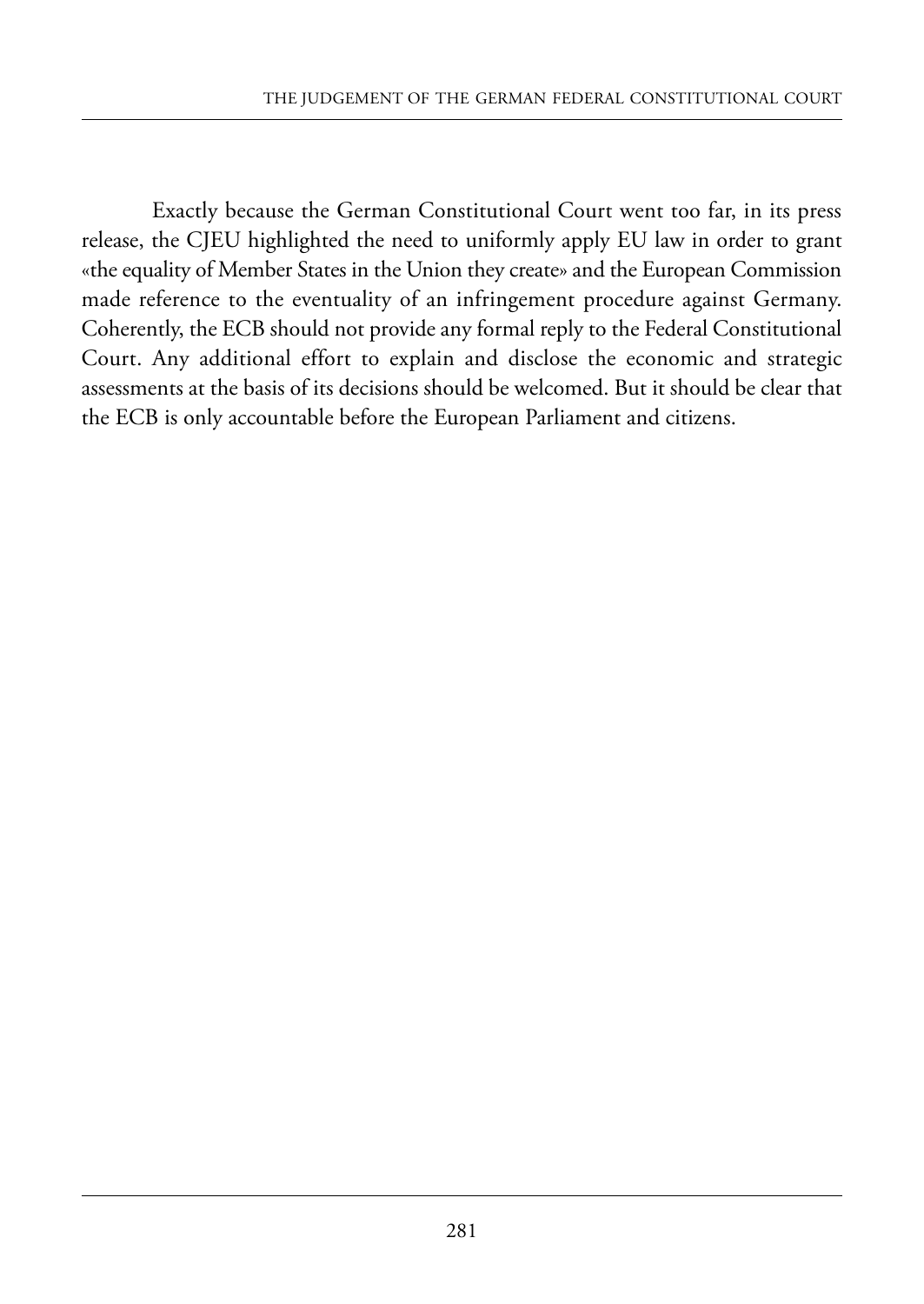Exactly because the German Constitutional Court went too far, in its press release, the CJEU highlighted the need to uniformly apply EU law in order to grant «the equality of Member States in the Union they create» and the European Commission made reference to the eventuality of an infringement procedure against Germany. Coherently, the ECB should not provide any formal reply to the Federal Constitutional Court. Any additional effort to explain and disclose the economic and strategic assessments at the basis of its decisions should be welcomed. But it should be clear that the ECB is only accountable before the European Parliament and citizens.